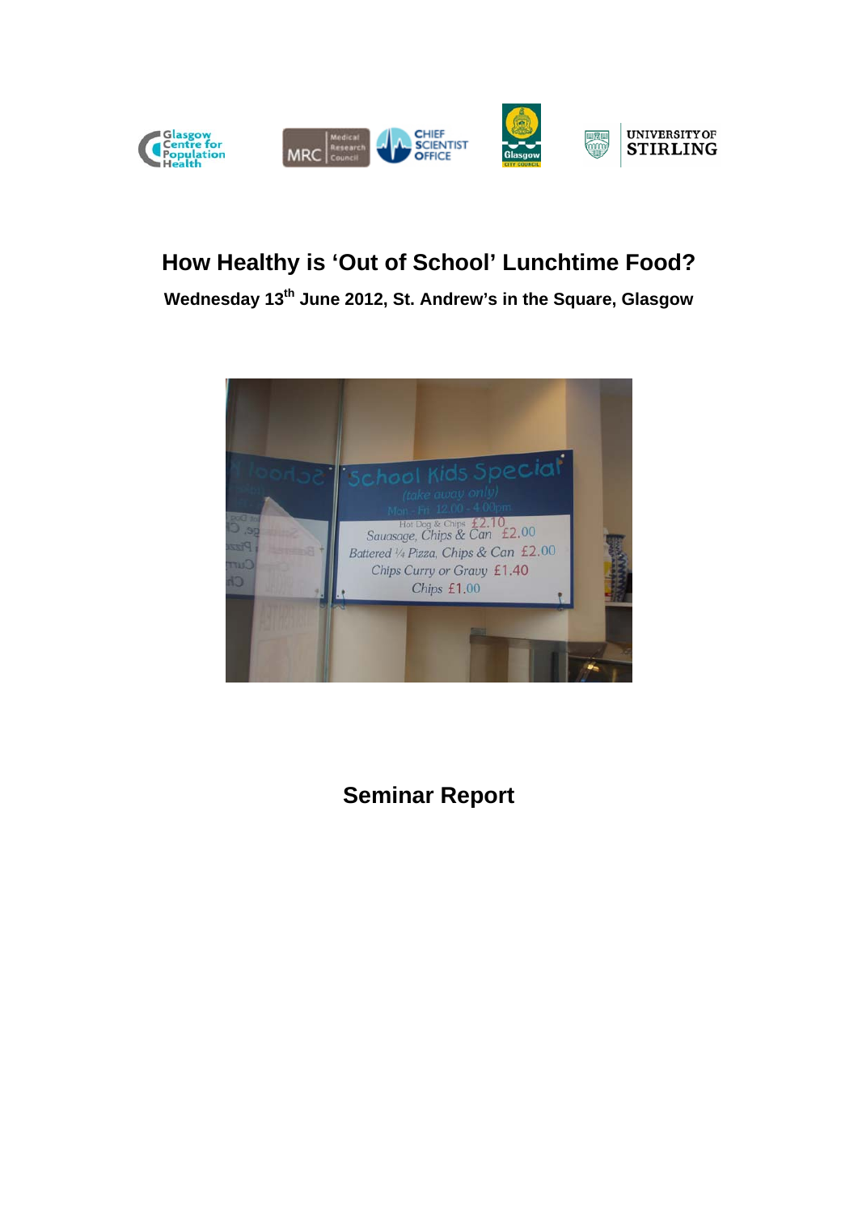# How Healthy is 'Out of School' Lunchtime Food?

**Wednesday 13th June 2012, St. Andrew's in the Square, Glasgow**

## Seminar Report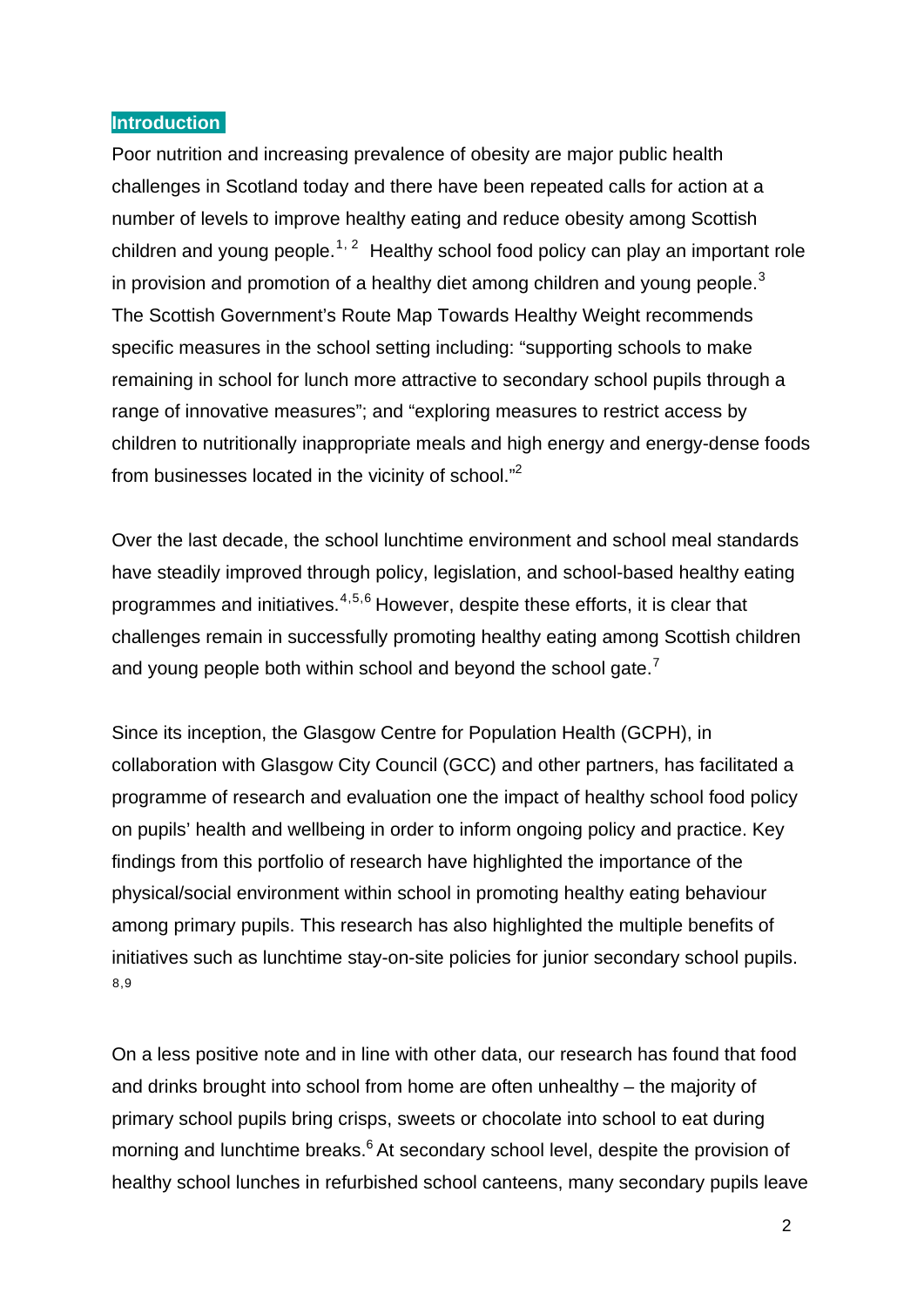## Introduction

Poor nutrition and increasing prevalence of obesity are major public health challenges in Scotland today and there have been repeated calls for action at a number of levels to improve healthy eating and reduce obesity among Scottish children and young people.[1, 2] Healthy school food policy can play an important role in provision and promotion of a healthy diet among children and young people.[3] The Scottish Government's Route Map Towards Healthy Weight recommends specific measures in the school setting including: "supporting schools to make remaining in school for lunch more attractive to secondary school pupils through a range of innovative measures"; and "exploring measures to restrict access by children to nutritionally inappropriate meals and high energy and energy-dense foods from businesses located in the vicinity of school."[2]

Over the last decade, the school lunchtime environment and school meal standards have steadily improved through policy, legislation, and school-based healthy eating programmes and initiatives.[4,5,6] However, despite these efforts, it is clear that challenges remain in successfully promoting healthy eating among Scottish children and young people both within school and beyond the school gate.[7]

Since its inception, the Glasgow Centre for Population Health (GCPH), in collaboration with Glasgow City Council (GCC) and other partners, has facilitated a programme of research and evaluation one the impact of healthy school food policy on pupils' health and wellbeing in order to inform ongoing policy and practice. Key findings from this portfolio of research have highlighted the importance of the physical/social environment within school in promoting healthy eating behaviour among primary pupils. This research has also highlighted the multiple benefits of initiatives such as lunchtime stay-on-site policies for junior secondary school pupils.[8,9]

On a less positive note and in line with other data, our research has found that food and drinks brought into school from home are often unhealthy – the majority of primary school pupils bring crisps, sweets or chocolate into school to eat during morning and lunchtime breaks.[6] At secondary school level, despite the provision of healthy school lunches in refurbished school canteens, many secondary pupils leave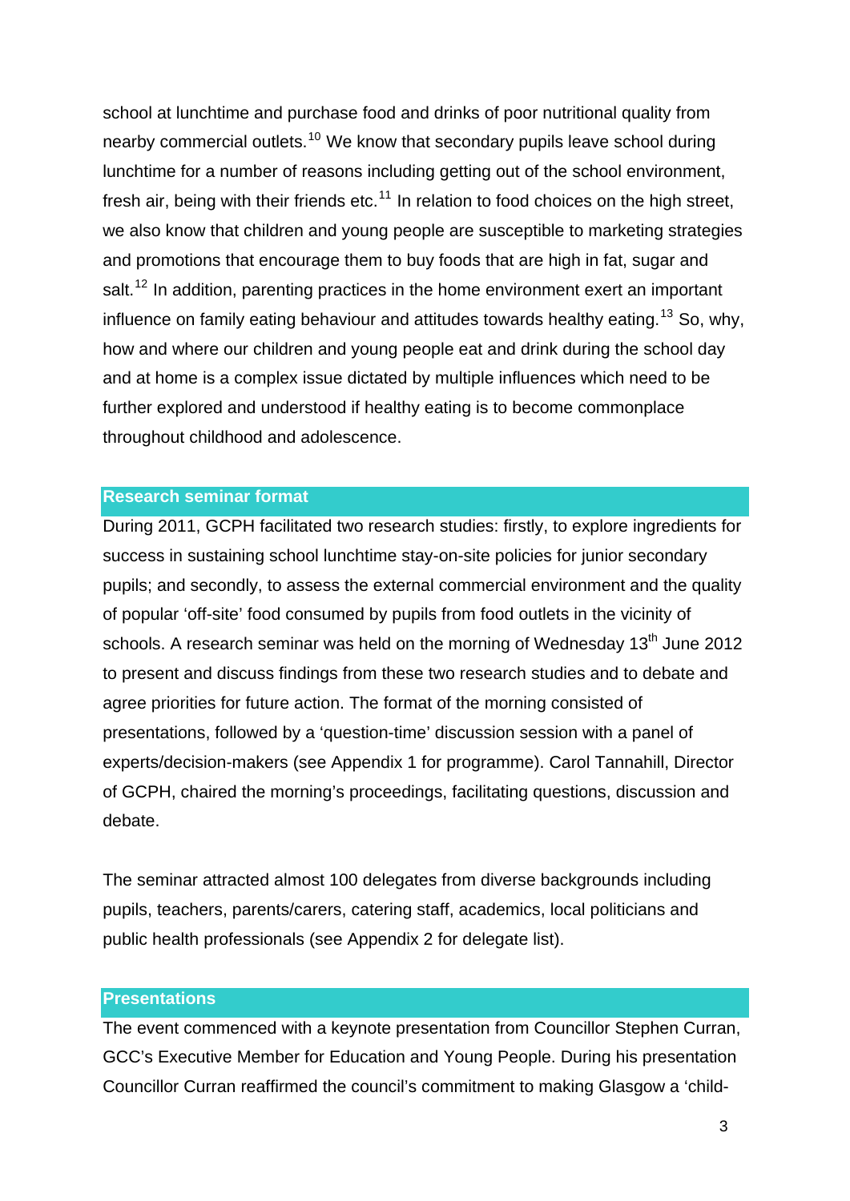school at lunchtime and purchase food and drinks of poor nutritional quality from nearby commercial outlets.[10] We know that secondary pupils leave school during lunchtime for a number of reasons including getting out of the school environment, fresh air, being with their friends etc.[11] In relation to food choices on the high street, we also know that children and young people are susceptible to marketing strategies and promotions that encourage them to buy foods that are high in fat, sugar and salt.[12] In addition, parenting practices in the home environment exert an important influence on family eating behaviour and attitudes towards healthy eating.[13] So, why, how and where our children and young people eat and drink during the school day and at home is a complex issue dictated by multiple influences which need to be further explored and understood if healthy eating is to become commonplace throughout childhood and adolescence.

## Research seminar format

During 2011, GCPH facilitated two research studies: firstly, to explore ingredients for success in sustaining school lunchtime stay-on-site policies for junior secondary pupils; and secondly, to assess the external commercial environment and the quality of popular 'off-site' food consumed by pupils from food outlets in the vicinity of schools. A research seminar was held on the morning of Wednesday 13th June 2012 to present and discuss findings from these two research studies and to debate and agree priorities for future action. The format of the morning consisted of presentations, followed by a 'question-time' discussion session with a panel of experts/decision-makers (see Appendix 1 for programme). Carol Tannahill, Director of GCPH, chaired the morning's proceedings, facilitating questions, discussion and debate.

The seminar attracted almost 100 delegates from diverse backgrounds including pupils, teachers, parents/carers, catering staff, academics, local politicians and public health professionals (see Appendix 2 for delegate list).

## Presentations

The event commenced with a keynote presentation from Councillor Stephen Curran, GCC's Executive Member for Education and Young People. During his presentation Councillor Curran reaffirmed the council's commitment to making Glasgow a 'child-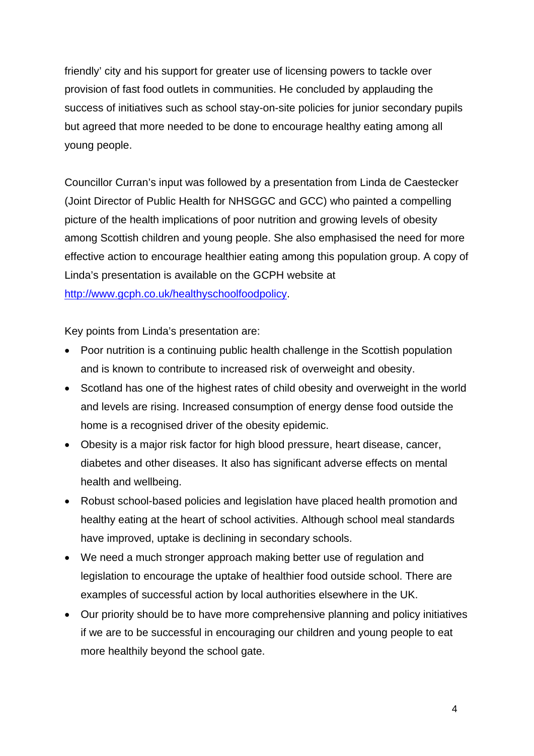friendly' city and his support for greater use of licensing powers to tackle over provision of fast food outlets in communities. He concluded by applauding the success of initiatives such as school stay-on-site policies for junior secondary pupils but agreed that more needed to be done to encourage healthy eating among all young people.

Councillor Curran's input was followed by a presentation from Linda de Caestecker (Joint Director of Public Health for NHSGGC and GCC) who painted a compelling picture of the health implications of poor nutrition and growing levels of obesity among Scottish children and young people. She also emphasised the need for more effective action to encourage healthier eating among this population group. A copy of Linda's presentation is available on the GCPH website at [http://www.gcph.co.uk/healthyschoolfoodpolicy](http://www.gcph.co.uk/healthyschoolfoodpolicy).

Key points from Linda's presentation are:

- Poor nutrition is a continuing public health challenge in the Scottish population and is known to contribute to increased risk of overweight and obesity.
- Scotland has one of the highest rates of child obesity and overweight in the world and levels are rising. Increased consumption of energy dense food outside the home is a recognised driver of the obesity epidemic.
- Obesity is a major risk factor for high blood pressure, heart disease, cancer, diabetes and other diseases. It also has significant adverse effects on mental health and wellbeing.
- Robust school-based policies and legislation have placed health promotion and healthy eating at the heart of school activities. Although school meal standards have improved, uptake is declining in secondary schools.
- We need a much stronger approach making better use of regulation and legislation to encourage the uptake of healthier food outside school. There are examples of successful action by local authorities elsewhere in the UK.
- Our priority should be to have more comprehensive planning and policy initiatives if we are to be successful in encouraging our children and young people to eat more healthily beyond the school gate.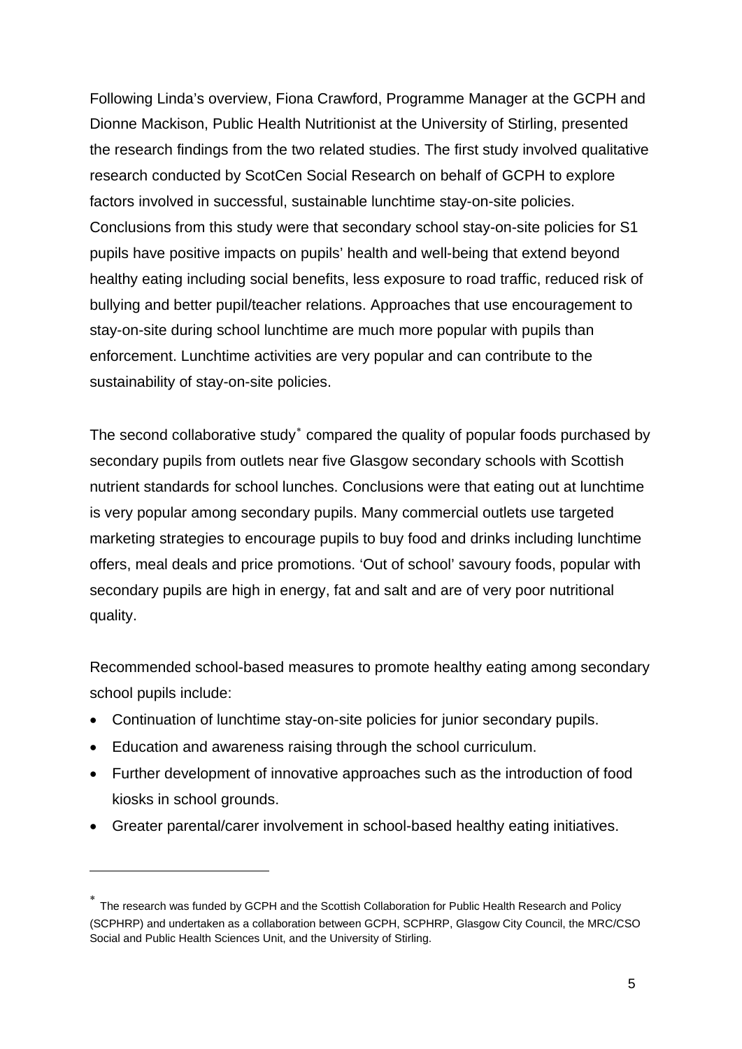Following Linda's overview, Fiona Crawford, Programme Manager at the GCPH and Dionne Mackison, Public Health Nutritionist at the University of Stirling, presented the research findings from the two related studies. The first study involved qualitative research conducted by ScotCen Social Research on behalf of GCPH to explore factors involved in successful, sustainable lunchtime stay-on-site policies. Conclusions from this study were that secondary school stay-on-site policies for S1 pupils have positive impacts on pupils' health and well-being that extend beyond healthy eating including social benefits, less exposure to road traffic, reduced risk of bullying and better pupil/teacher relations. Approaches that use encouragement to stay-on-site during school lunchtime are much more popular with pupils than enforcement. Lunchtime activities are very popular and can contribute to the sustainability of stay-on-site policies.

The second collaborative study* compared the quality of popular foods purchased by secondary pupils from outlets near five Glasgow secondary schools with Scottish nutrient standards for school lunches. Conclusions were that eating out at lunchtime is very popular among secondary pupils. Many commercial outlets use targeted marketing strategies to encourage pupils to buy food and drinks including lunchtime offers, meal deals and price promotions. 'Out of school' savoury foods, popular with secondary pupils are high in energy, fat and salt and are of very poor nutritional quality.

Recommended school-based measures to promote healthy eating among secondary school pupils include:

- Continuation of lunchtime stay-on-site policies for junior secondary pupils.
- Education and awareness raising through the school curriculum.
- Further development of innovative approaches such as the introduction of food kiosks in school grounds.
- Greater parental/carer involvement in school-based healthy eating initiatives.

---

* The research was funded by GCPH and the Scottish Collaboration for Public Health Research and Policy (SCPHRP) and undertaken as a collaboration between GCPH, SCPHRP, Glasgow City Council, the MRC/CSO Social and Public Health Sciences Unit, and the University of Stirling.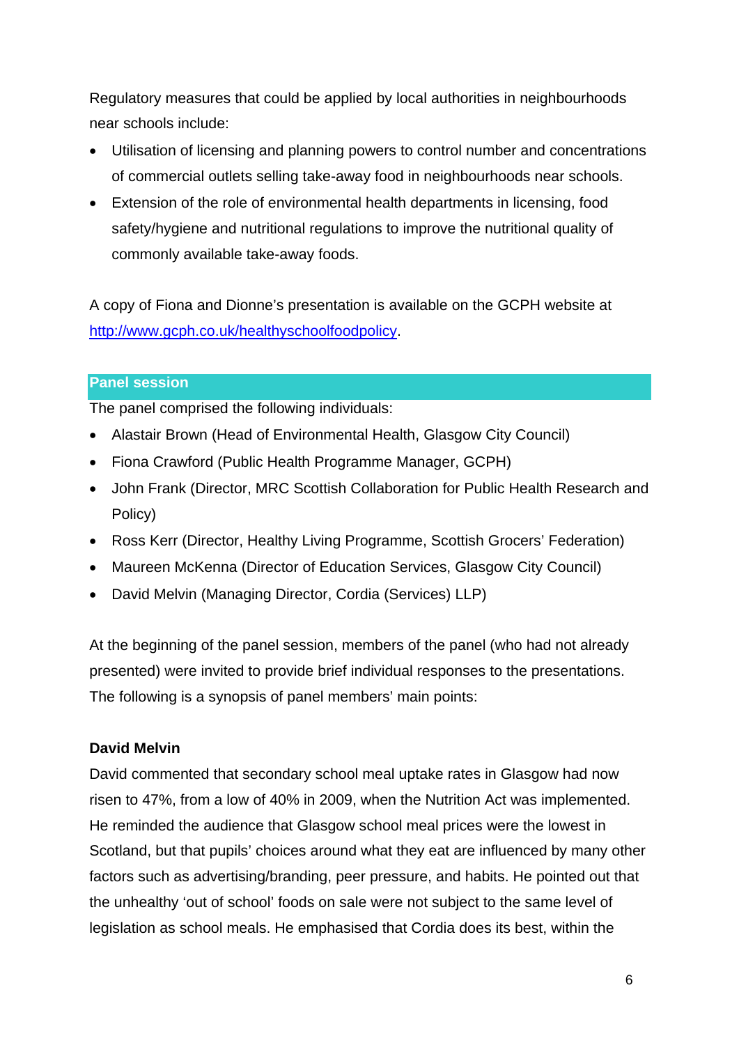Regulatory measures that could be applied by local authorities in neighbourhoods near schools include:

- Utilisation of licensing and planning powers to control number and concentrations of commercial outlets selling take-away food in neighbourhoods near schools.
- Extension of the role of environmental health departments in licensing, food safety/hygiene and nutritional regulations to improve the nutritional quality of commonly available take-away foods.

A copy of Fiona and Dionne's presentation is available on the GCPH website at http://www.gcph.co.uk/healthyschoolfoodpolicy.

## Panel session

The panel comprised the following individuals:

- Alastair Brown (Head of Environmental Health, Glasgow City Council)
- Fiona Crawford (Public Health Programme Manager, GCPH)
- John Frank (Director, MRC Scottish Collaboration for Public Health Research and Policy)
- Ross Kerr (Director, Healthy Living Programme, Scottish Grocers' Federation)
- Maureen McKenna (Director of Education Services, Glasgow City Council)
- David Melvin (Managing Director, Cordia (Services) LLP)

At the beginning of the panel session, members of the panel (who had not already presented) were invited to provide brief individual responses to the presentations. The following is a synopsis of panel members' main points:

**David Melvin**

David commented that secondary school meal uptake rates in Glasgow had now risen to 47%, from a low of 40% in 2009, when the Nutrition Act was implemented. He reminded the audience that Glasgow school meal prices were the lowest in Scotland, but that pupils' choices around what they eat are influenced by many other factors such as advertising/branding, peer pressure, and habits. He pointed out that the unhealthy 'out of school' foods on sale were not subject to the same level of legislation as school meals. He emphasised that Cordia does its best, within the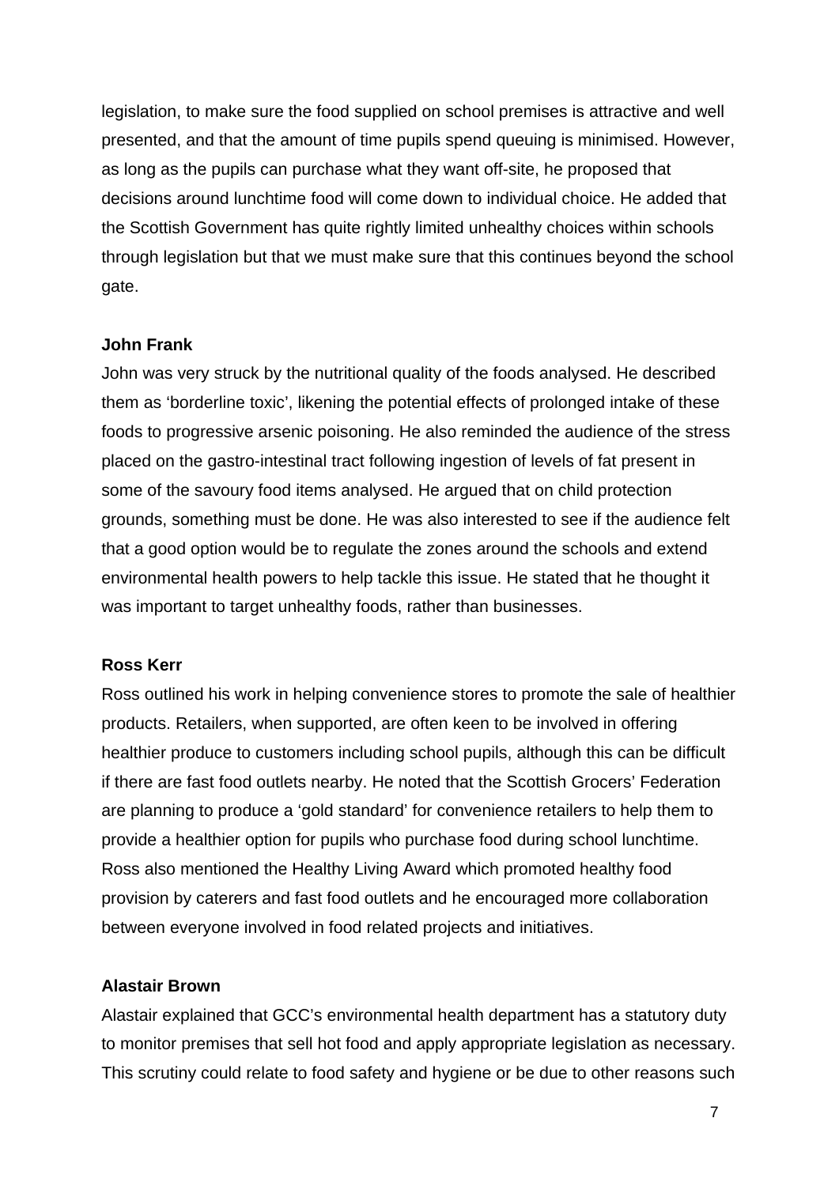legislation, to make sure the food supplied on school premises is attractive and well presented, and that the amount of time pupils spend queuing is minimised. However, as long as the pupils can purchase what they want off-site, he proposed that decisions around lunchtime food will come down to individual choice. He added that the Scottish Government has quite rightly limited unhealthy choices within schools through legislation but that we must make sure that this continues beyond the school gate.

**John Frank**

John was very struck by the nutritional quality of the foods analysed. He described them as 'borderline toxic', likening the potential effects of prolonged intake of these foods to progressive arsenic poisoning. He also reminded the audience of the stress placed on the gastro-intestinal tract following ingestion of levels of fat present in some of the savoury food items analysed. He argued that on child protection grounds, something must be done. He was also interested to see if the audience felt that a good option would be to regulate the zones around the schools and extend environmental health powers to help tackle this issue. He stated that he thought it was important to target unhealthy foods, rather than businesses.

**Ross Kerr**

Ross outlined his work in helping convenience stores to promote the sale of healthier products. Retailers, when supported, are often keen to be involved in offering healthier produce to customers including school pupils, although this can be difficult if there are fast food outlets nearby. He noted that the Scottish Grocers' Federation are planning to produce a 'gold standard' for convenience retailers to help them to provide a healthier option for pupils who purchase food during school lunchtime. Ross also mentioned the Healthy Living Award which promoted healthy food provision by caterers and fast food outlets and he encouraged more collaboration between everyone involved in food related projects and initiatives.

**Alastair Brown**

Alastair explained that GCC's environmental health department has a statutory duty to monitor premises that sell hot food and apply appropriate legislation as necessary. This scrutiny could relate to food safety and hygiene or be due to other reasons such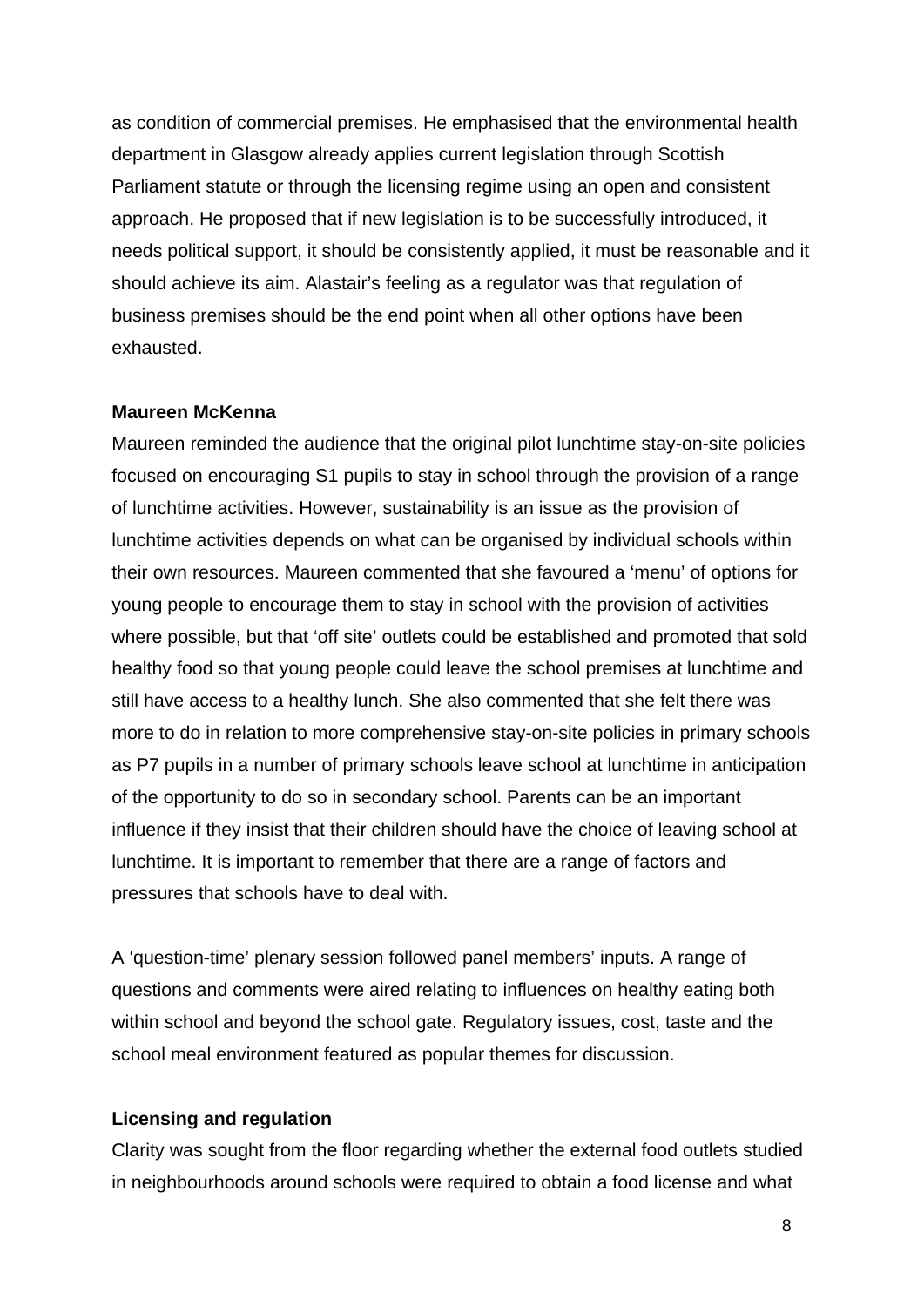as condition of commercial premises. He emphasised that the environmental health department in Glasgow already applies current legislation through Scottish Parliament statute or through the licensing regime using an open and consistent approach. He proposed that if new legislation is to be successfully introduced, it needs political support, it should be consistently applied, it must be reasonable and it should achieve its aim. Alastair's feeling as a regulator was that regulation of business premises should be the end point when all other options have been exhausted.

**Maureen McKenna**

Maureen reminded the audience that the original pilot lunchtime stay-on-site policies focused on encouraging S1 pupils to stay in school through the provision of a range of lunchtime activities. However, sustainability is an issue as the provision of lunchtime activities depends on what can be organised by individual schools within their own resources. Maureen commented that she favoured a 'menu' of options for young people to encourage them to stay in school with the provision of activities where possible, but that 'off site' outlets could be established and promoted that sold healthy food so that young people could leave the school premises at lunchtime and still have access to a healthy lunch. She also commented that she felt there was more to do in relation to more comprehensive stay-on-site policies in primary schools as P7 pupils in a number of primary schools leave school at lunchtime in anticipation of the opportunity to do so in secondary school. Parents can be an important influence if they insist that their children should have the choice of leaving school at lunchtime. It is important to remember that there are a range of factors and pressures that schools have to deal with.

A 'question-time' plenary session followed panel members' inputs. A range of questions and comments were aired relating to influences on healthy eating both within school and beyond the school gate. Regulatory issues, cost, taste and the school meal environment featured as popular themes for discussion.

**Licensing and regulation**

Clarity was sought from the floor regarding whether the external food outlets studied in neighbourhoods around schools were required to obtain a food license and what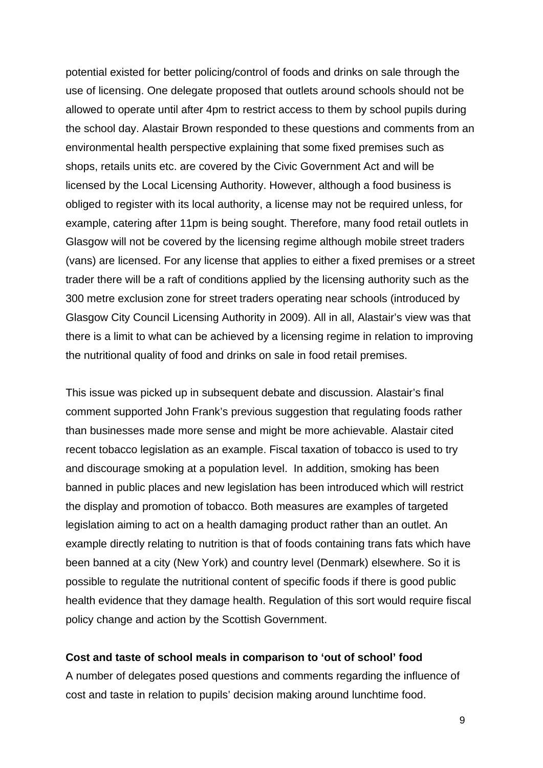potential existed for better policing/control of foods and drinks on sale through the use of licensing. One delegate proposed that outlets around schools should not be allowed to operate until after 4pm to restrict access to them by school pupils during the school day. Alastair Brown responded to these questions and comments from an environmental health perspective explaining that some fixed premises such as shops, retails units etc. are covered by the Civic Government Act and will be licensed by the Local Licensing Authority. However, although a food business is obliged to register with its local authority, a license may not be required unless, for example, catering after 11pm is being sought. Therefore, many food retail outlets in Glasgow will not be covered by the licensing regime although mobile street traders (vans) are licensed. For any license that applies to either a fixed premises or a street trader there will be a raft of conditions applied by the licensing authority such as the 300 metre exclusion zone for street traders operating near schools (introduced by Glasgow City Council Licensing Authority in 2009). All in all, Alastair's view was that there is a limit to what can be achieved by a licensing regime in relation to improving the nutritional quality of food and drinks on sale in food retail premises.

This issue was picked up in subsequent debate and discussion. Alastair's final comment supported John Frank's previous suggestion that regulating foods rather than businesses made more sense and might be more achievable. Alastair cited recent tobacco legislation as an example. Fiscal taxation of tobacco is used to try and discourage smoking at a population level. In addition, smoking has been banned in public places and new legislation has been introduced which will restrict the display and promotion of tobacco. Both measures are examples of targeted legislation aiming to act on a health damaging product rather than an outlet. An example directly relating to nutrition is that of foods containing trans fats which have been banned at a city (New York) and country level (Denmark) elsewhere. So it is possible to regulate the nutritional content of specific foods if there is good public health evidence that they damage health. Regulation of this sort would require fiscal policy change and action by the Scottish Government.

**Cost and taste of school meals in comparison to 'out of school' food**

A number of delegates posed questions and comments regarding the influence of cost and taste in relation to pupils' decision making around lunchtime food.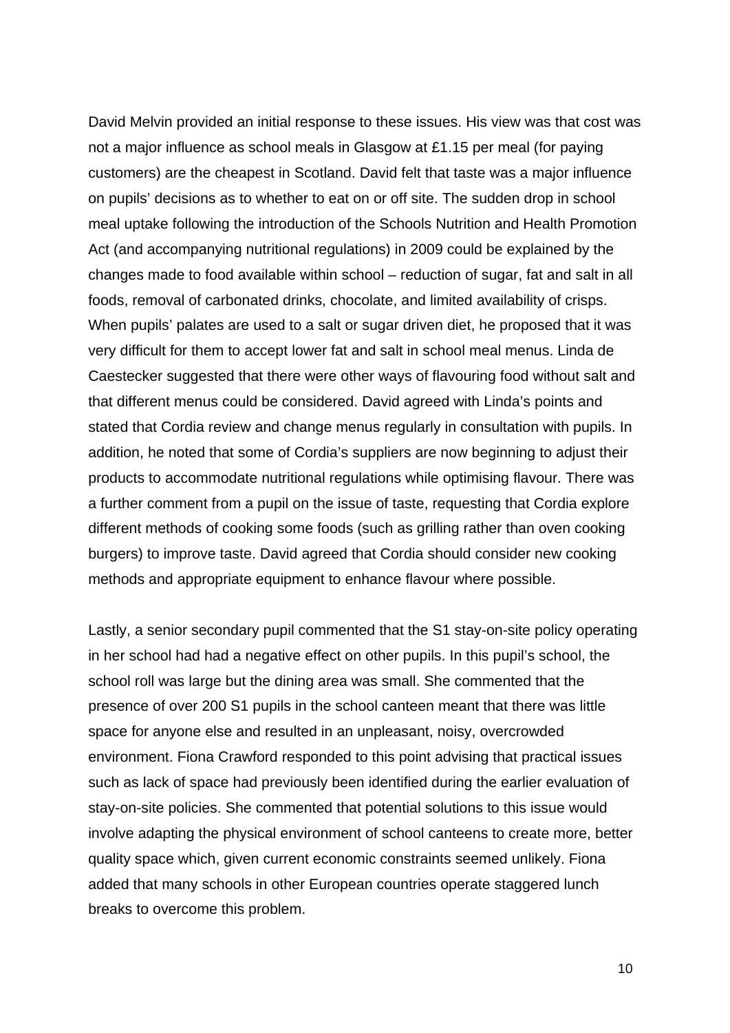David Melvin provided an initial response to these issues. His view was that cost was not a major influence as school meals in Glasgow at £1.15 per meal (for paying customers) are the cheapest in Scotland. David felt that taste was a major influence on pupils' decisions as to whether to eat on or off site. The sudden drop in school meal uptake following the introduction of the Schools Nutrition and Health Promotion Act (and accompanying nutritional regulations) in 2009 could be explained by the changes made to food available within school – reduction of sugar, fat and salt in all foods, removal of carbonated drinks, chocolate, and limited availability of crisps. When pupils' palates are used to a salt or sugar driven diet, he proposed that it was very difficult for them to accept lower fat and salt in school meal menus. Linda de Caestecker suggested that there were other ways of flavouring food without salt and that different menus could be considered. David agreed with Linda's points and stated that Cordia review and change menus regularly in consultation with pupils. In addition, he noted that some of Cordia's suppliers are now beginning to adjust their products to accommodate nutritional regulations while optimising flavour. There was a further comment from a pupil on the issue of taste, requesting that Cordia explore different methods of cooking some foods (such as grilling rather than oven cooking burgers) to improve taste. David agreed that Cordia should consider new cooking methods and appropriate equipment to enhance flavour where possible.

Lastly, a senior secondary pupil commented that the S1 stay-on-site policy operating in her school had had a negative effect on other pupils. In this pupil's school, the school roll was large but the dining area was small. She commented that the presence of over 200 S1 pupils in the school canteen meant that there was little space for anyone else and resulted in an unpleasant, noisy, overcrowded environment. Fiona Crawford responded to this point advising that practical issues such as lack of space had previously been identified during the earlier evaluation of stay-on-site policies. She commented that potential solutions to this issue would involve adapting the physical environment of school canteens to create more, better quality space which, given current economic constraints seemed unlikely. Fiona added that many schools in other European countries operate staggered lunch breaks to overcome this problem.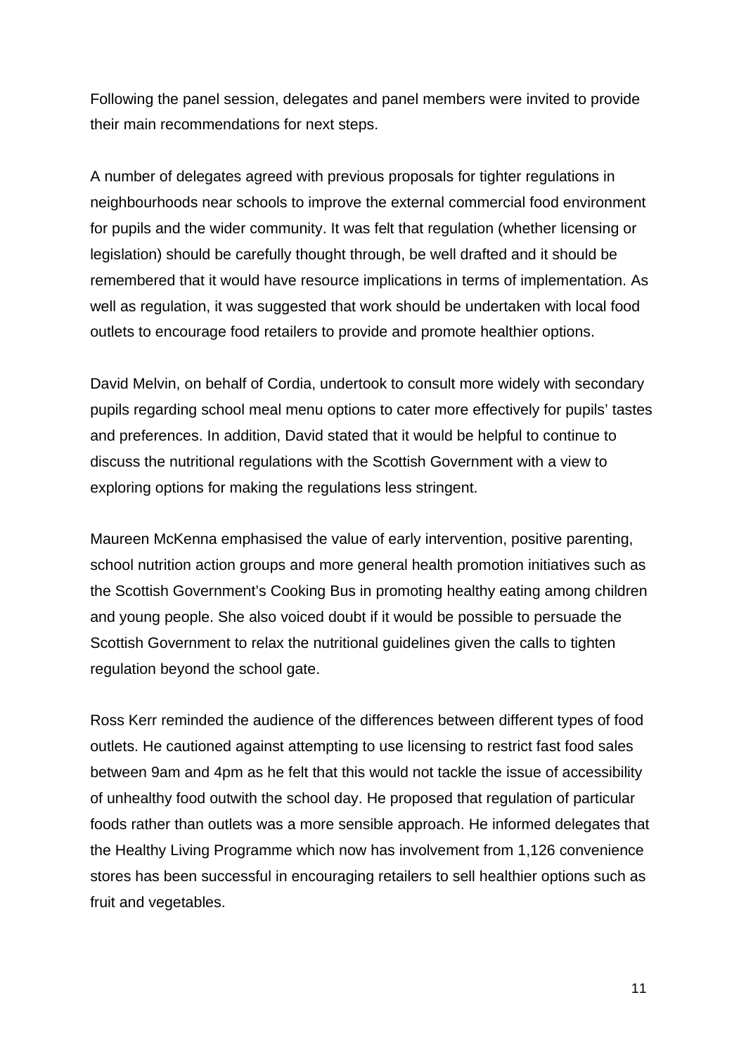Following the panel session, delegates and panel members were invited to provide their main recommendations for next steps.

A number of delegates agreed with previous proposals for tighter regulations in neighbourhoods near schools to improve the external commercial food environment for pupils and the wider community. It was felt that regulation (whether licensing or legislation) should be carefully thought through, be well drafted and it should be remembered that it would have resource implications in terms of implementation. As well as regulation, it was suggested that work should be undertaken with local food outlets to encourage food retailers to provide and promote healthier options.

David Melvin, on behalf of Cordia, undertook to consult more widely with secondary pupils regarding school meal menu options to cater more effectively for pupils' tastes and preferences. In addition, David stated that it would be helpful to continue to discuss the nutritional regulations with the Scottish Government with a view to exploring options for making the regulations less stringent.

Maureen McKenna emphasised the value of early intervention, positive parenting, school nutrition action groups and more general health promotion initiatives such as the Scottish Government's Cooking Bus in promoting healthy eating among children and young people. She also voiced doubt if it would be possible to persuade the Scottish Government to relax the nutritional guidelines given the calls to tighten regulation beyond the school gate.

Ross Kerr reminded the audience of the differences between different types of food outlets. He cautioned against attempting to use licensing to restrict fast food sales between 9am and 4pm as he felt that this would not tackle the issue of accessibility of unhealthy food outwith the school day. He proposed that regulation of particular foods rather than outlets was a more sensible approach. He informed delegates that the Healthy Living Programme which now has involvement from 1,126 convenience stores has been successful in encouraging retailers to sell healthier options such as fruit and vegetables.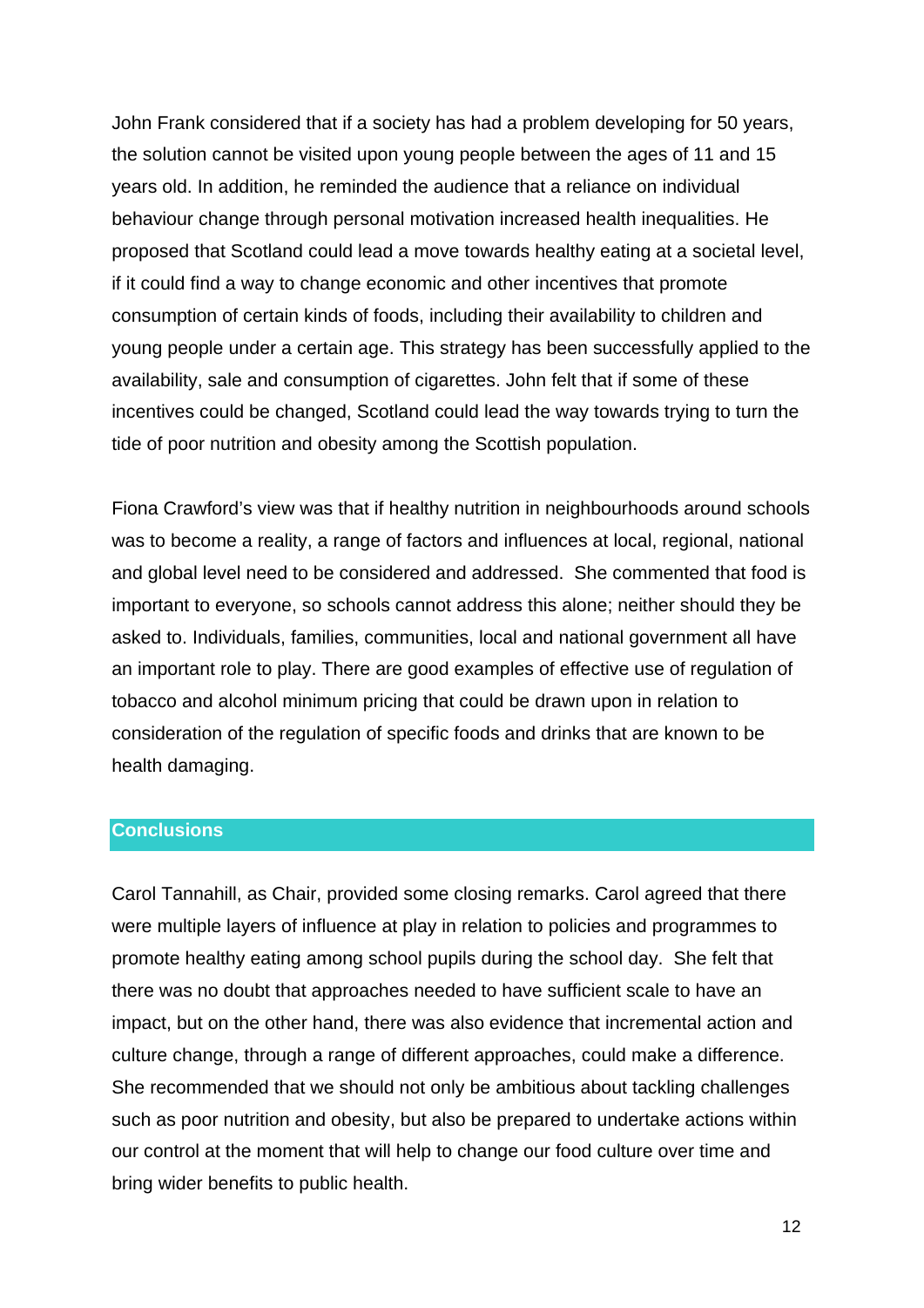John Frank considered that if a society has had a problem developing for 50 years, the solution cannot be visited upon young people between the ages of 11 and 15 years old. In addition, he reminded the audience that a reliance on individual behaviour change through personal motivation increased health inequalities. He proposed that Scotland could lead a move towards healthy eating at a societal level, if it could find a way to change economic and other incentives that promote consumption of certain kinds of foods, including their availability to children and young people under a certain age. This strategy has been successfully applied to the availability, sale and consumption of cigarettes. John felt that if some of these incentives could be changed, Scotland could lead the way towards trying to turn the tide of poor nutrition and obesity among the Scottish population.

Fiona Crawford's view was that if healthy nutrition in neighbourhoods around schools was to become a reality, a range of factors and influences at local, regional, national and global level need to be considered and addressed. She commented that food is important to everyone, so schools cannot address this alone; neither should they be asked to. Individuals, families, communities, local and national government all have an important role to play. There are good examples of effective use of regulation of tobacco and alcohol minimum pricing that could be drawn upon in relation to consideration of the regulation of specific foods and drinks that are known to be health damaging.

## Conclusions

Carol Tannahill, as Chair, provided some closing remarks. Carol agreed that there were multiple layers of influence at play in relation to policies and programmes to promote healthy eating among school pupils during the school day. She felt that there was no doubt that approaches needed to have sufficient scale to have an impact, but on the other hand, there was also evidence that incremental action and culture change, through a range of different approaches, could make a difference. She recommended that we should not only be ambitious about tackling challenges such as poor nutrition and obesity, but also be prepared to undertake actions within our control at the moment that will help to change our food culture over time and bring wider benefits to public health.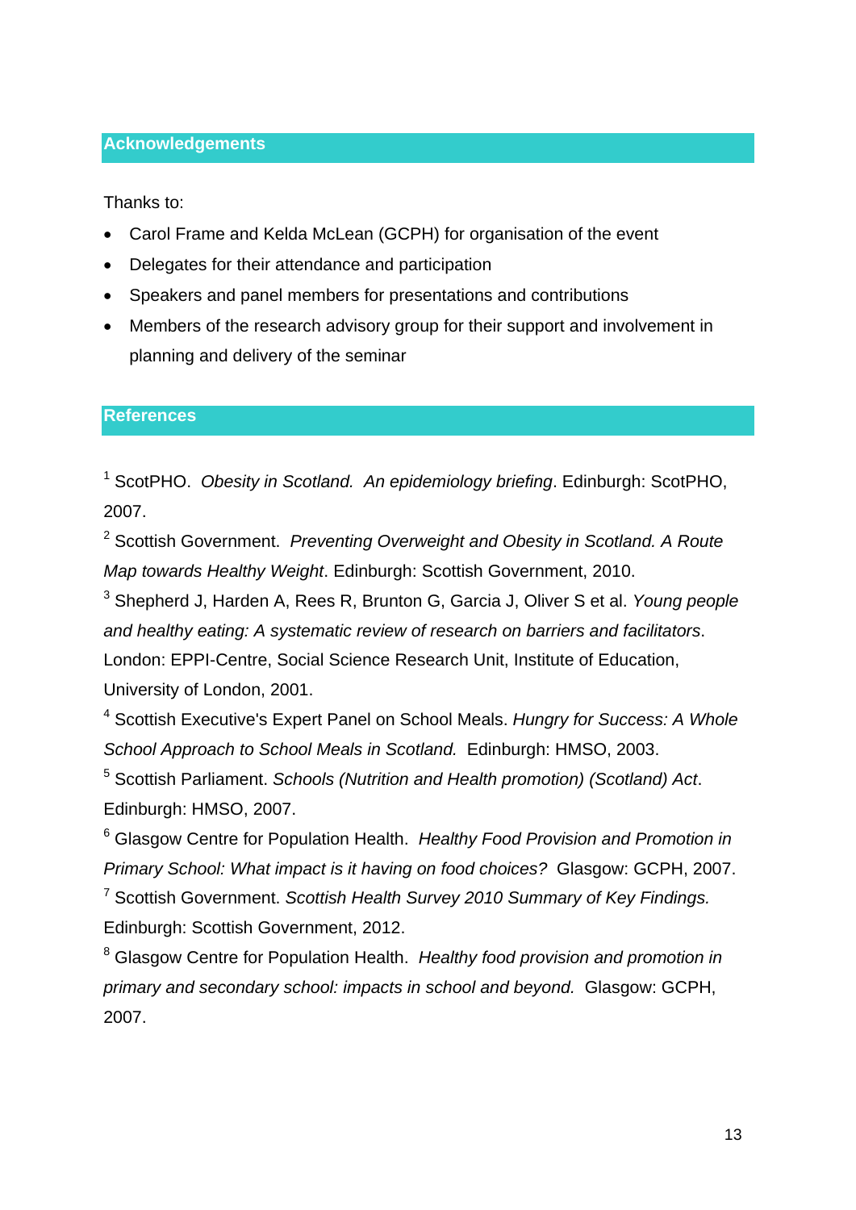## Acknowledgements

Thanks to:

- Carol Frame and Kelda McLean (GCPH) for organisation of the event
- Delegates for their attendance and participation
- Speakers and panel members for presentations and contributions
- Members of the research advisory group for their support and involvement in planning and delivery of the seminar

## References

[1] ScotPHO. *Obesity in Scotland. An epidemiology briefing*. Edinburgh: ScotPHO, 2007.

[2] Scottish Government. *Preventing Overweight and Obesity in Scotland. A Route Map towards Healthy Weight*. Edinburgh: Scottish Government, 2010.

[3] Shepherd J, Harden A, Rees R, Brunton G, Garcia J, Oliver S et al. *Young people and healthy eating: A systematic review of research on barriers and facilitators*. London: EPPI-Centre, Social Science Research Unit, Institute of Education, University of London, 2001.

[4] Scottish Executive's Expert Panel on School Meals. *Hungry for Success: A Whole School Approach to School Meals in Scotland.* Edinburgh: HMSO, 2003.

[5] Scottish Parliament. *Schools (Nutrition and Health promotion) (Scotland) Act*. Edinburgh: HMSO, 2007.

[6] Glasgow Centre for Population Health. *Healthy Food Provision and Promotion in Primary School: What impact is it having on food choices?* Glasgow: GCPH, 2007.

[7] Scottish Government. *Scottish Health Survey 2010 Summary of Key Findings.* Edinburgh: Scottish Government, 2012.

[8] Glasgow Centre for Population Health. *Healthy food provision and promotion in primary and secondary school: impacts in school and beyond.* Glasgow: GCPH, 2007.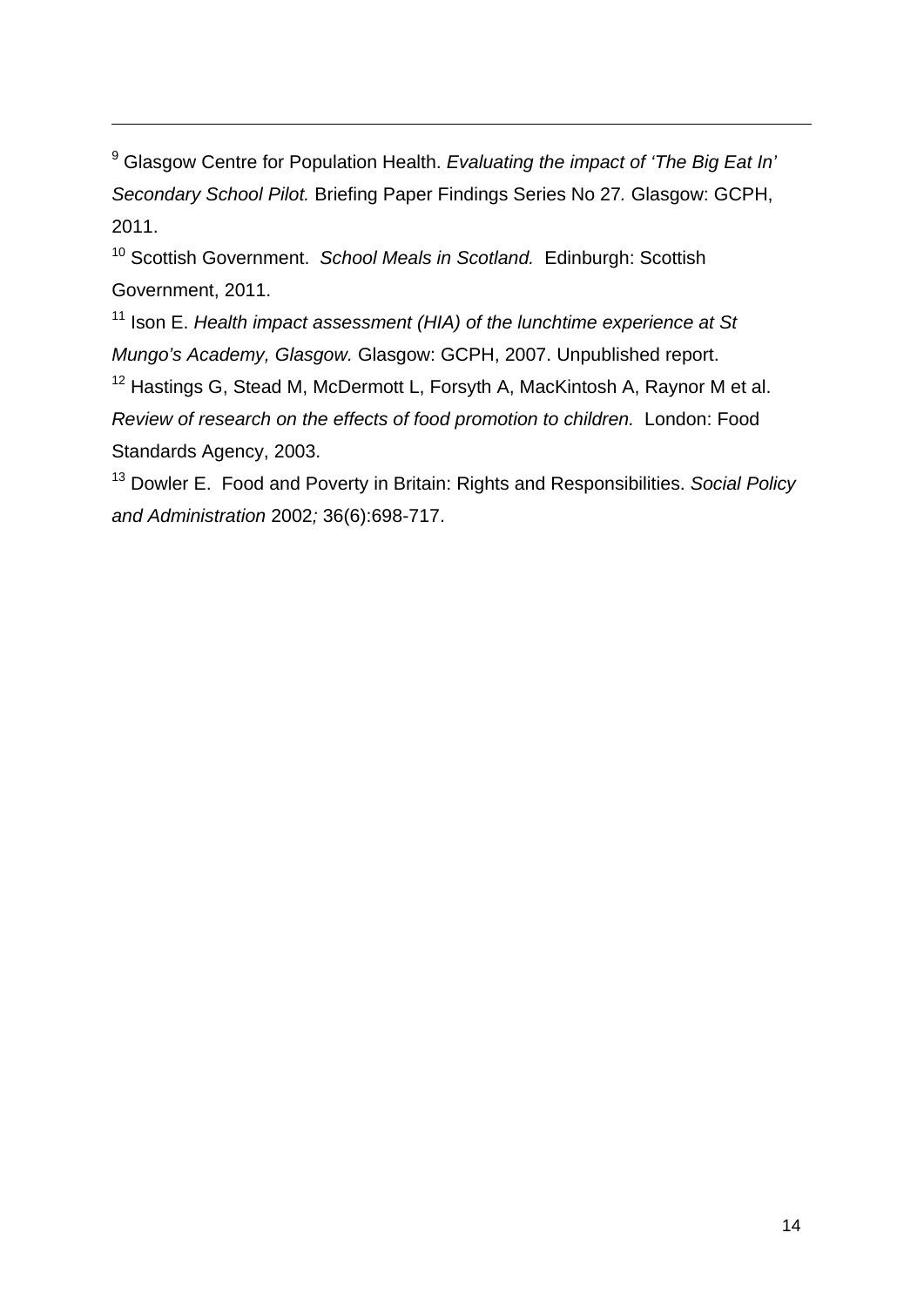---

[9] Glasgow Centre for Population Health. *Evaluating the impact of 'The Big Eat In' Secondary School Pilot.* Briefing Paper Findings Series No 27*.* Glasgow: GCPH, 2011.

[10] Scottish Government. *School Meals in Scotland.* Edinburgh: Scottish Government, 2011.

[11] Ison E. *Health impact assessment (HIA) of the lunchtime experience at St Mungo's Academy, Glasgow.* Glasgow: GCPH, 2007. Unpublished report.

[12] Hastings G, Stead M, McDermott L, Forsyth A, MacKintosh A, Raynor M et al. *Review of research on the effects of food promotion to children.* London: Food Standards Agency, 2003.

[13] Dowler E. Food and Poverty in Britain: Rights and Responsibilities. *Social Policy and Administration* 2002*;* 36(6):698-717.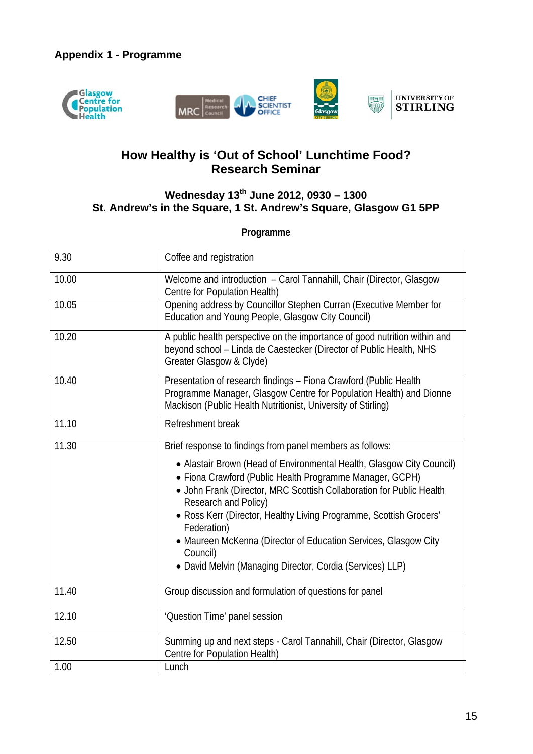**Appendix 1 - Programme**

## How Healthy is 'Out of School' Lunchtime Food? Research Seminar

### Wednesday 13th June 2012, 0930 – 1300
### St. Andrew's in the Square, 1 St. Andrew's Square, Glasgow G1 5PP

**Programme**

| | |
|---|---|
| 9.30 | Coffee and registration |
| 10.00 | Welcome and introduction – Carol Tannahill, Chair (Director, Glasgow Centre for Population Health) |
| 10.05 | Opening address by Councillor Stephen Curran (Executive Member for Education and Young People, Glasgow City Council) |
| 10.20 | A public health perspective on the importance of good nutrition within and beyond school – Linda de Caestecker (Director of Public Health, NHS Greater Glasgow & Clyde) |
| 10.40 | Presentation of research findings – Fiona Crawford (Public Health Programme Manager, Glasgow Centre for Population Health) and Dionne Mackison (Public Health Nutritionist, University of Stirling) |
| 11.10 | Refreshment break |
| 11.30 | Brief response to findings from panel members as follows:<br>• Alastair Brown (Head of Environmental Health, Glasgow City Council)<br>• Fiona Crawford (Public Health Programme Manager, GCPH)<br>• John Frank (Director, MRC Scottish Collaboration for Public Health Research and Policy)<br>• Ross Kerr (Director, Healthy Living Programme, Scottish Grocers' Federation)<br>• Maureen McKenna (Director of Education Services, Glasgow City Council)<br>• David Melvin (Managing Director, Cordia (Services) LLP) |
| 11.40 | Group discussion and formulation of questions for panel |
| 12.10 | 'Question Time' panel session |
| 12.50 | Summing up and next steps - Carol Tannahill, Chair (Director, Glasgow Centre for Population Health) |
| 1.00 | Lunch |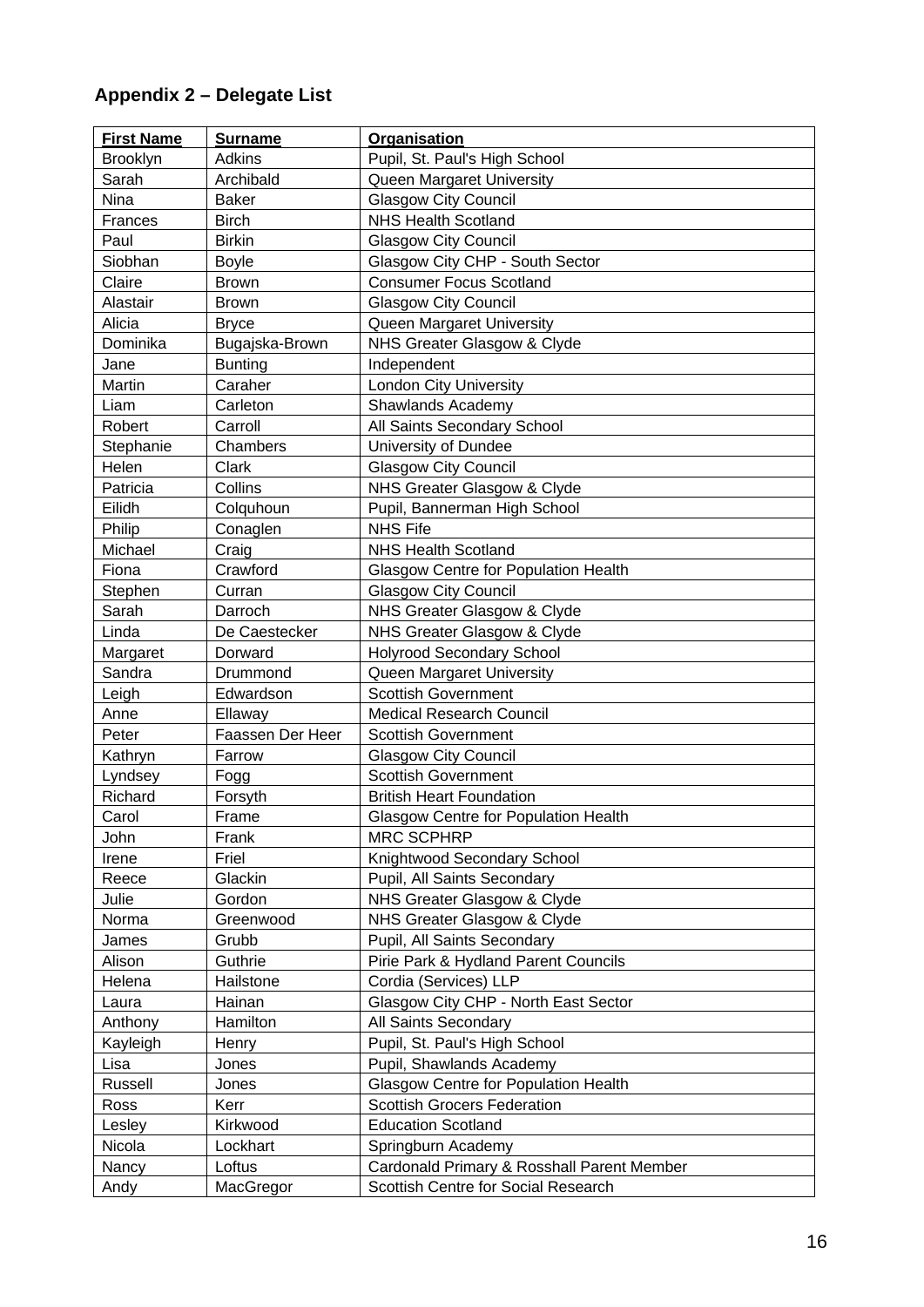## Appendix 2 – Delegate List

| First Name | Surname | Organisation |
|---|---|---|
| Brooklyn | Adkins | Pupil, St. Paul's High School |
| Sarah | Archibald | Queen Margaret University |
| Nina | Baker | Glasgow City Council |
| Frances | Birch | NHS Health Scotland |
| Paul | Birkin | Glasgow City Council |
| Siobhan | Boyle | Glasgow City CHP - South Sector |
| Claire | Brown | Consumer Focus Scotland |
| Alastair | Brown | Glasgow City Council |
| Alicia | Bryce | Queen Margaret University |
| Dominika | Bugajska-Brown | NHS Greater Glasgow & Clyde |
| Jane | Bunting | Independent |
| Martin | Caraher | London City University |
| Liam | Carleton | Shawlands Academy |
| Robert | Carroll | All Saints Secondary School |
| Stephanie | Chambers | University of Dundee |
| Helen | Clark | Glasgow City Council |
| Patricia | Collins | NHS Greater Glasgow & Clyde |
| Eilidh | Colquhoun | Pupil, Bannerman High School |
| Philip | Conaglen | NHS Fife |
| Michael | Craig | NHS Health Scotland |
| Fiona | Crawford | Glasgow Centre for Population Health |
| Stephen | Curran | Glasgow City Council |
| Sarah | Darroch | NHS Greater Glasgow & Clyde |
| Linda | De Caestecker | NHS Greater Glasgow & Clyde |
| Margaret | Dorward | Holyrood Secondary School |
| Sandra | Drummond | Queen Margaret University |
| Leigh | Edwardson | Scottish Government |
| Anne | Ellaway | Medical Research Council |
| Peter | Faassen Der Heer | Scottish Government |
| Kathryn | Farrow | Glasgow City Council |
| Lyndsey | Fogg | Scottish Government |
| Richard | Forsyth | British Heart Foundation |
| Carol | Frame | Glasgow Centre for Population Health |
| John | Frank | MRC SCPHRP |
| Irene | Friel | Knightwood Secondary School |
| Reece | Glackin | Pupil, All Saints Secondary |
| Julie | Gordon | NHS Greater Glasgow & Clyde |
| Norma | Greenwood | NHS Greater Glasgow & Clyde |
| James | Grubb | Pupil, All Saints Secondary |
| Alison | Guthrie | Pirie Park & Hydland Parent Councils |
| Helena | Hailstone | Cordia (Services) LLP |
| Laura | Hainan | Glasgow City CHP - North East Sector |
| Anthony | Hamilton | All Saints Secondary |
| Kayleigh | Henry | Pupil, St. Paul's High School |
| Lisa | Jones | Pupil, Shawlands Academy |
| Russell | Jones | Glasgow Centre for Population Health |
| Ross | Kerr | Scottish Grocers Federation |
| Lesley | Kirkwood | Education Scotland |
| Nicola | Lockhart | Springburn Academy |
| Nancy | Loftus | Cardonald Primary & Rosshall Parent Member |
| Andy | MacGregor | Scottish Centre for Social Research |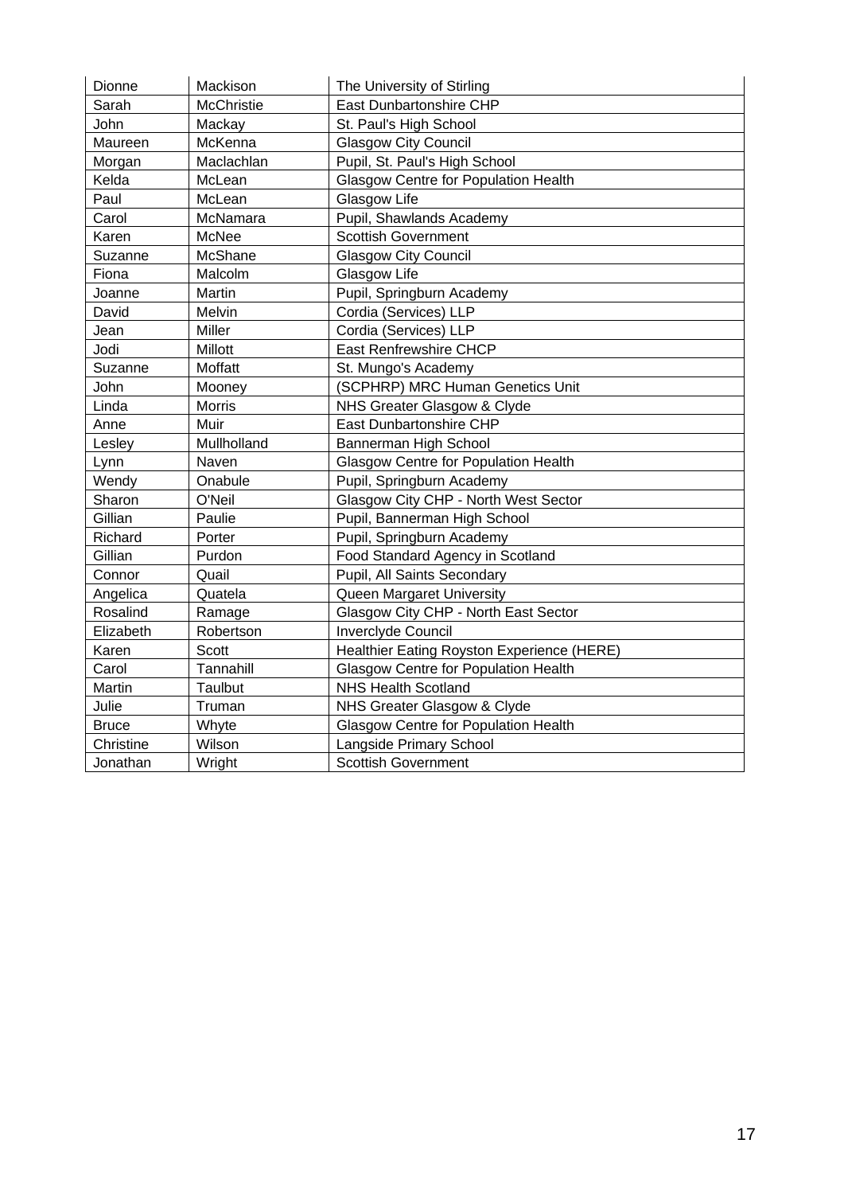| Dionne | Mackison | The University of Stirling |
|---|---|---|
| Sarah | McChristie | East Dunbartonshire CHP |
| John | Mackay | St. Paul's High School |
| Maureen | McKenna | Glasgow City Council |
| Morgan | Maclachlan | Pupil, St. Paul's High School |
| Kelda | McLean | Glasgow Centre for Population Health |
| Paul | McLean | Glasgow Life |
| Carol | McNamara | Pupil, Shawlands Academy |
| Karen | McNee | Scottish Government |
| Suzanne | McShane | Glasgow City Council |
| Fiona | Malcolm | Glasgow Life |
| Joanne | Martin | Pupil, Springburn Academy |
| David | Melvin | Cordia (Services) LLP |
| Jean | Miller | Cordia (Services) LLP |
| Jodi | Millott | East Renfrewshire CHCP |
| Suzanne | Moffatt | St. Mungo's Academy |
| John | Mooney | (SCPHRP) MRC Human Genetics Unit |
| Linda | Morris | NHS Greater Glasgow & Clyde |
| Anne | Muir | East Dunbartonshire CHP |
| Lesley | Mullholland | Bannerman High School |
| Lynn | Naven | Glasgow Centre for Population Health |
| Wendy | Onabule | Pupil, Springburn Academy |
| Sharon | O'Neil | Glasgow City CHP - North West Sector |
| Gillian | Paulie | Pupil, Bannerman High School |
| Richard | Porter | Pupil, Springburn Academy |
| Gillian | Purdon | Food Standard Agency in Scotland |
| Connor | Quail | Pupil, All Saints Secondary |
| Angelica | Quatela | Queen Margaret University |
| Rosalind | Ramage | Glasgow City CHP - North East Sector |
| Elizabeth | Robertson | Inverclyde Council |
| Karen | Scott | Healthier Eating Royston Experience (HERE) |
| Carol | Tannahill | Glasgow Centre for Population Health |
| Martin | Taulbut | NHS Health Scotland |
| Julie | Truman | NHS Greater Glasgow & Clyde |
| Bruce | Whyte | Glasgow Centre for Population Health |
| Christine | Wilson | Langside Primary School |
| Jonathan | Wright | Scottish Government |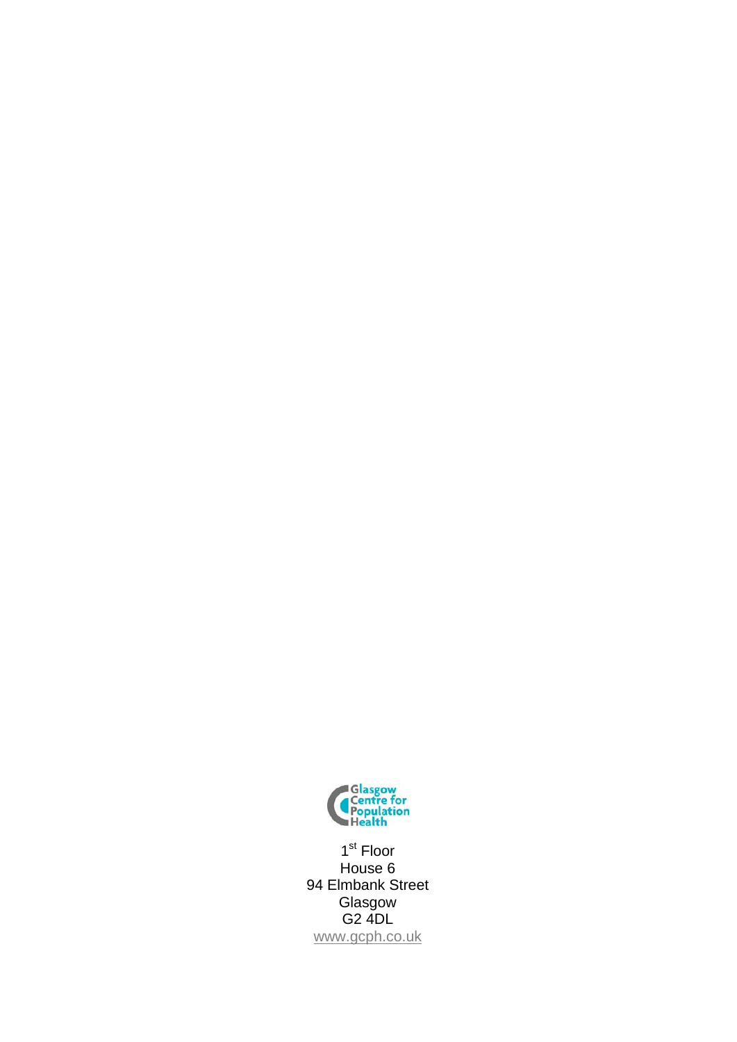Glasgow Centre for Population Health

1st Floor
House 6
94 Elmbank Street
Glasgow
G2 4DL
www.gcph.co.uk